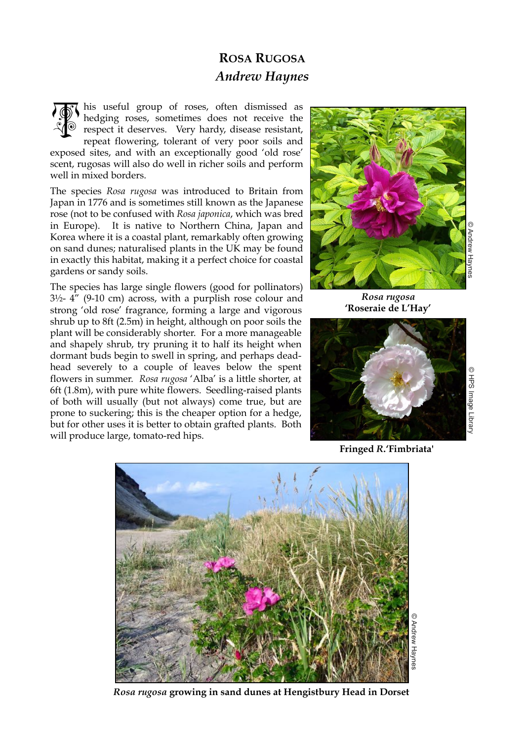# ROSA RUGOSA

## *Andrew Haynes*

This useful group of roses, often dismissed as hedging roses, sometimes does not receive the respect it deserves. Very hardy, disease resistant, repeat flowering, tolerant of very poor soils and exposed sites, and with an exceptionally good 'old rose' scent, rugosas will also do well in richer soils and perform well in mixed borders.

The species *Rosa rugosa* was introduced to Britain from Japan in 1776 and is sometimes still known as the Japanese rose (not to be confused with *Rosa japonica*, which was bred in Europe). It is native to Northern China, Japan and Korea where it is a coastal plant, remarkably often growing on sand dunes; naturalised plants in the UK may be found in exactly this habitat, making it a perfect choice for coastal gardens or sandy soils.

The species has large single flowers (good for pollinators) 3½- 4″ (9-10 cm) across, with a purplish rose colour and strong 'old rose' fragrance, forming a large and vigorous shrub up to 8ft (2.5m) in height, although on poor soils the plant will be considerably shorter. For a more manageable and shapely shrub, try pruning it to half its height when dormant buds begin to swell in spring, and perhaps dead-head severely to a couple of leaves below the spent flowers in summer. *Rosa rugosa* 'Alba' is a little shorter, at 6ft (1.8m), with pure white flowers. Seedling-raised plants of both will usually (but not always) come true, but are prone to suckering; this is the cheaper option for a hedge, but for other uses it is better to obtain grafted plants. Both will produce large, tomato-red hips.

© Andrew Haynes

***Rosa rugosa***
**'Roseraie de L'Hay'**

© HPS Image Library

**Fringed *R.*'Fimbriata'**

© Andrew Haynes

***Rosa rugosa* growing in sand dunes at Hengistbury Head in Dorset**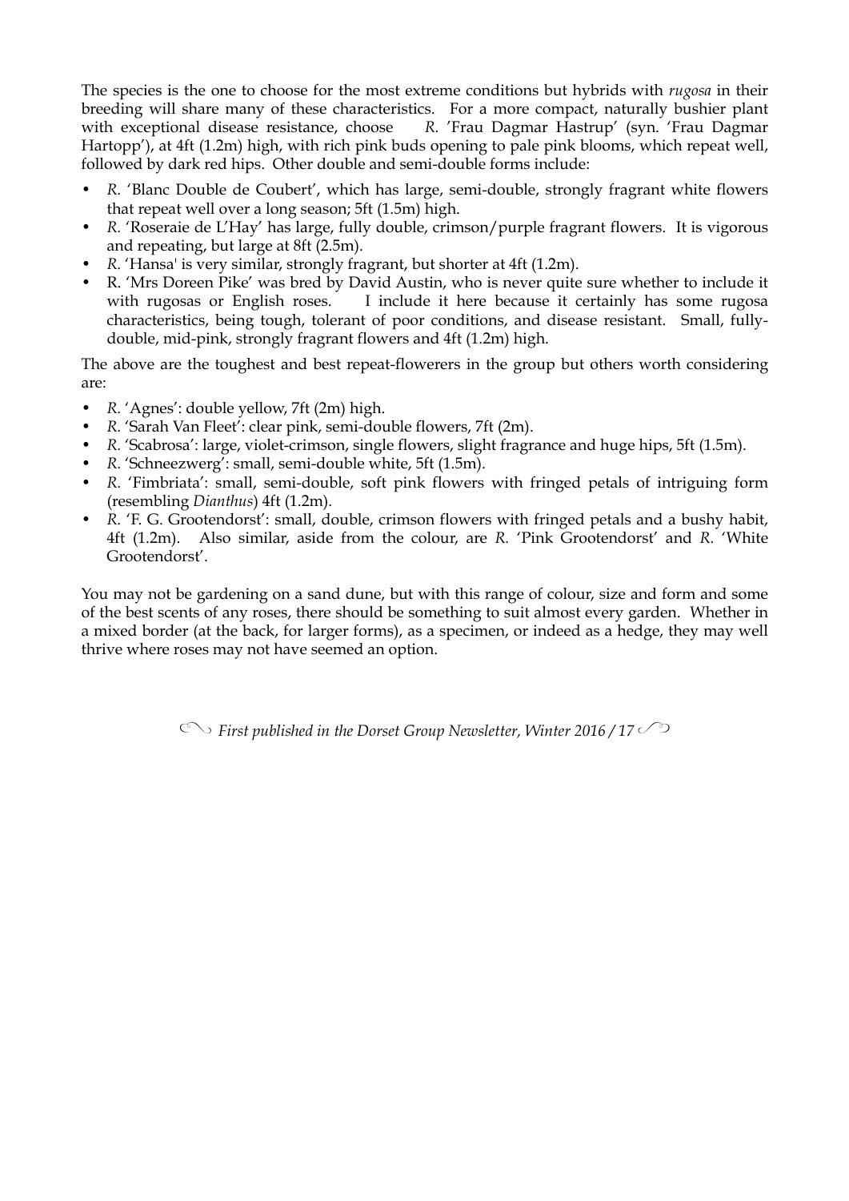The species is the one to choose for the most extreme conditions but hybrids with *rugosa* in their breeding will share many of these characteristics. For a more compact, naturally bushier plant with exceptional disease resistance, choose *R.* 'Frau Dagmar Hastrup' (syn. 'Frau Dagmar Hartopp'), at 4ft (1.2m) high, with rich pink buds opening to pale pink blooms, which repeat well, followed by dark red hips. Other double and semi-double forms include:

- *R.* 'Blanc Double de Coubert', which has large, semi-double, strongly fragrant white flowers that repeat well over a long season; 5ft (1.5m) high.
- *R.* 'Roseraie de L'Hay' has large, fully double, crimson/purple fragrant flowers. It is vigorous and repeating, but large at 8ft (2.5m).
- *R.* 'Hansa' is very similar, strongly fragrant, but shorter at 4ft (1.2m).
- R. 'Mrs Doreen Pike' was bred by David Austin, who is never quite sure whether to include it with rugosas or English roses. I include it here because it certainly has some rugosa characteristics, being tough, tolerant of poor conditions, and disease resistant. Small, fully-double, mid-pink, strongly fragrant flowers and 4ft (1.2m) high.

The above are the toughest and best repeat-flowerers in the group but others worth considering are:

- *R.* 'Agnes': double yellow, 7ft (2m) high.
- *R.* 'Sarah Van Fleet': clear pink, semi-double flowers, 7ft (2m).
- *R.* 'Scabrosa': large, violet-crimson, single flowers, slight fragrance and huge hips, 5ft (1.5m).
- *R.* 'Schneezwerg': small, semi-double white, 5ft (1.5m).
- *R.* 'Fimbriata': small, semi-double, soft pink flowers with fringed petals of intriguing form (resembling *Dianthus*) 4ft (1.2m).
- *R.* 'F. G. Grootendorst': small, double, crimson flowers with fringed petals and a bushy habit, 4ft (1.2m). Also similar, aside from the colour, are *R.* 'Pink Grootendorst' and *R.* 'White Grootendorst'.

You may not be gardening on a sand dune, but with this range of colour, size and form and some of the best scents of any roses, there should be something to suit almost every garden. Whether in a mixed border (at the back, for larger forms), as a specimen, or indeed as a hedge, they may well thrive where roses may not have seemed an option.

*First published in the Dorset Group Newsletter, Winter 2016 / 17*